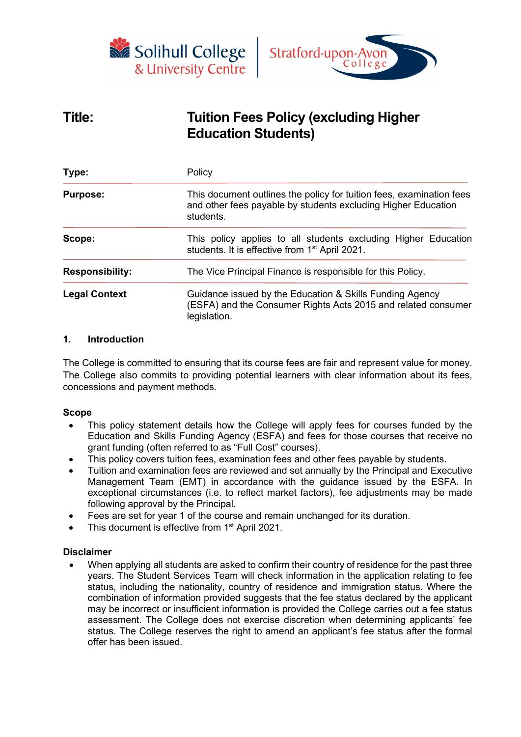Solihull College & University Centre | Stratford-upon-Avon College

| | |
|---|---|
| **Title:** | **Tuition Fees Policy (excluding Higher Education Students)** |
| **Type:** | Policy |
| **Purpose:** | This document outlines the policy for tuition fees, examination fees and other fees payable by students excluding Higher Education students. |
| **Scope:** | This policy applies to all students excluding Higher Education students. It is effective from 1st April 2021. |
| **Responsibility:** | The Vice Principal Finance is responsible for this Policy. |
| **Legal Context** | Guidance issued by the Education & Skills Funding Agency (ESFA) and the Consumer Rights Acts 2015 and related consumer legislation. |

## 1. Introduction

The College is committed to ensuring that its course fees are fair and represent value for money. The College also commits to providing potential learners with clear information about its fees, concessions and payment methods.

### Scope

- This policy statement details how the College will apply fees for courses funded by the Education and Skills Funding Agency (ESFA) and fees for those courses that receive no grant funding (often referred to as "Full Cost" courses).
- This policy covers tuition fees, examination fees and other fees payable by students.
- Tuition and examination fees are reviewed and set annually by the Principal and Executive Management Team (EMT) in accordance with the guidance issued by the ESFA. In exceptional circumstances (i.e. to reflect market factors), fee adjustments may be made following approval by the Principal.
- Fees are set for year 1 of the course and remain unchanged for its duration.
- This document is effective from 1st April 2021.

### Disclaimer

- When applying all students are asked to confirm their country of residence for the past three years. The Student Services Team will check information in the application relating to fee status, including the nationality, country of residence and immigration status. Where the combination of information provided suggests that the fee status declared by the applicant may be incorrect or insufficient information is provided the College carries out a fee status assessment. The College does not exercise discretion when determining applicants' fee status. The College reserves the right to amend an applicant's fee status after the formal offer has been issued.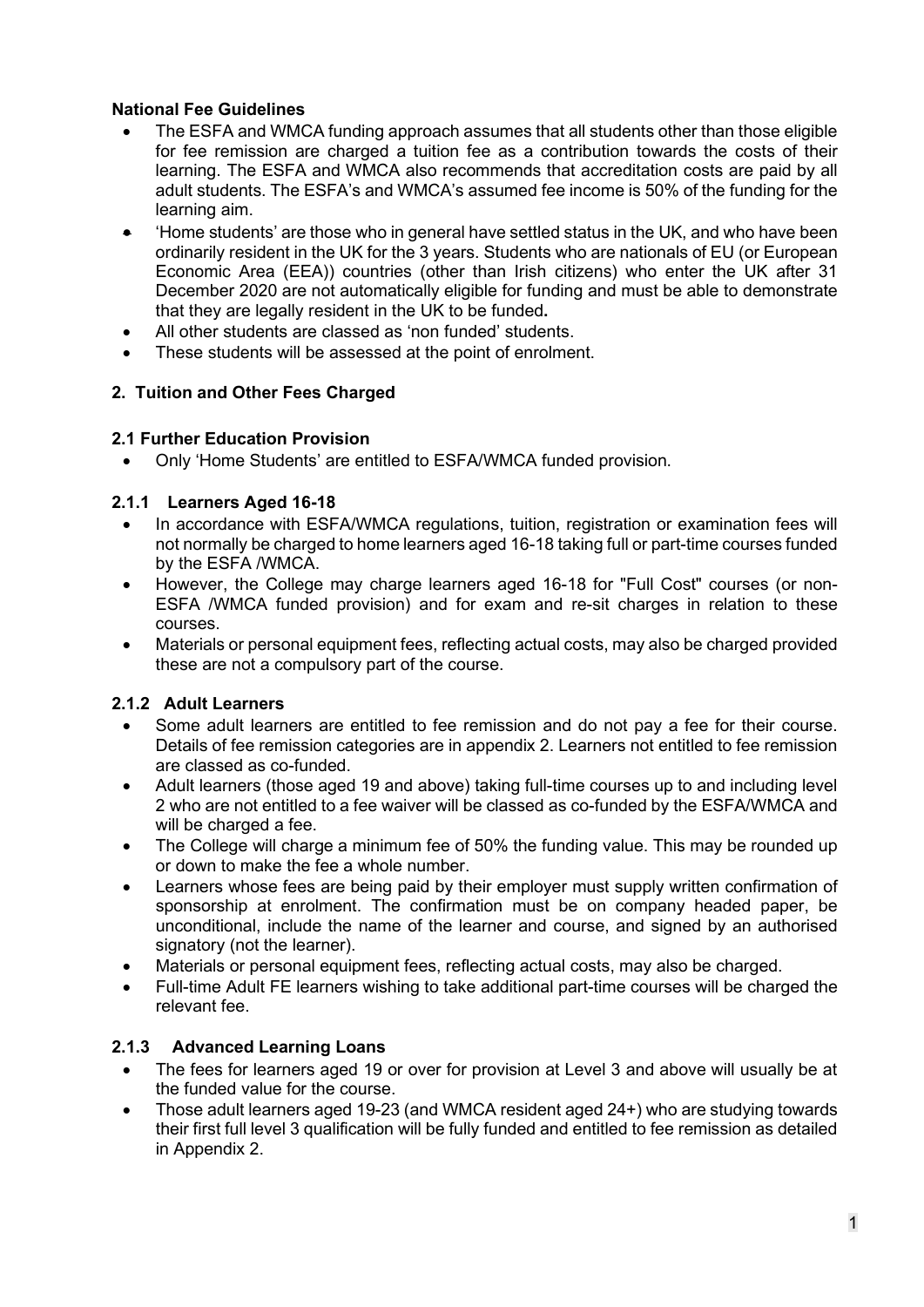**National Fee Guidelines**

- The ESFA and WMCA funding approach assumes that all students other than those eligible for fee remission are charged a tuition fee as a contribution towards the costs of their learning. The ESFA and WMCA also recommends that accreditation costs are paid by all adult students. The ESFA's and WMCA's assumed fee income is 50% of the funding for the learning aim.
- 'Home students' are those who in general have settled status in the UK, and who have been ordinarily resident in the UK for the 3 years. Students who are nationals of EU (or European Economic Area (EEA)) countries (other than Irish citizens) who enter the UK after 31 December 2020 are not automatically eligible for funding and must be able to demonstrate that they are legally resident in the UK to be funded**.**
- All other students are classed as 'non funded' students.
- These students will be assessed at the point of enrolment.

## 2. Tuition and Other Fees Charged

### 2.1 Further Education Provision

- Only 'Home Students' are entitled to ESFA/WMCA funded provision.

#### 2.1.1 Learners Aged 16-18

- In accordance with ESFA/WMCA regulations, tuition, registration or examination fees will not normally be charged to home learners aged 16-18 taking full or part-time courses funded by the ESFA /WMCA.
- However, the College may charge learners aged 16-18 for "Full Cost" courses (or non-ESFA /WMCA funded provision) and for exam and re-sit charges in relation to these courses.
- Materials or personal equipment fees, reflecting actual costs, may also be charged provided these are not a compulsory part of the course.

#### 2.1.2 Adult Learners

- Some adult learners are entitled to fee remission and do not pay a fee for their course. Details of fee remission categories are in appendix 2. Learners not entitled to fee remission are classed as co-funded.
- Adult learners (those aged 19 and above) taking full-time courses up to and including level 2 who are not entitled to a fee waiver will be classed as co-funded by the ESFA/WMCA and will be charged a fee.
- The College will charge a minimum fee of 50% the funding value. This may be rounded up or down to make the fee a whole number.
- Learners whose fees are being paid by their employer must supply written confirmation of sponsorship at enrolment. The confirmation must be on company headed paper, be unconditional, include the name of the learner and course, and signed by an authorised signatory (not the learner).
- Materials or personal equipment fees, reflecting actual costs, may also be charged.
- Full-time Adult FE learners wishing to take additional part-time courses will be charged the relevant fee.

#### 2.1.3 Advanced Learning Loans

- The fees for learners aged 19 or over for provision at Level 3 and above will usually be at the funded value for the course.
- Those adult learners aged 19-23 (and WMCA resident aged 24+) who are studying towards their first full level 3 qualification will be fully funded and entitled to fee remission as detailed in Appendix 2.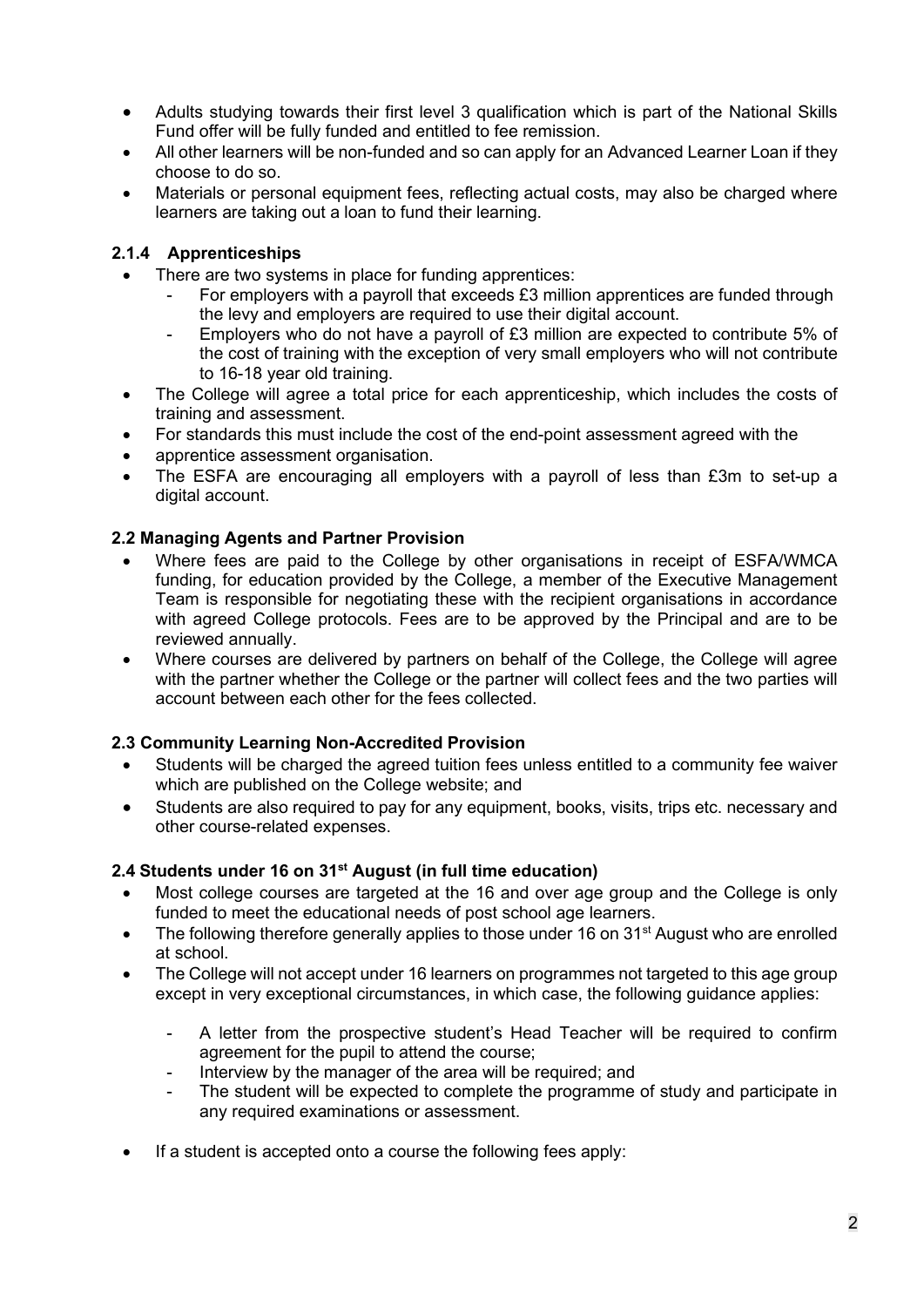- Adults studying towards their first level 3 qualification which is part of the National Skills Fund offer will be fully funded and entitled to fee remission.
- All other learners will be non-funded and so can apply for an Advanced Learner Loan if they choose to do so.
- Materials or personal equipment fees, reflecting actual costs, may also be charged where learners are taking out a loan to fund their learning.

### 2.1.4 Apprenticeships

- There are two systems in place for funding apprentices:
  - For employers with a payroll that exceeds £3 million apprentices are funded through the levy and employers are required to use their digital account.
  - Employers who do not have a payroll of £3 million are expected to contribute 5% of the cost of training with the exception of very small employers who will not contribute to 16-18 year old training.
- The College will agree a total price for each apprenticeship, which includes the costs of training and assessment.
- For standards this must include the cost of the end-point assessment agreed with the
- apprentice assessment organisation.
- The ESFA are encouraging all employers with a payroll of less than £3m to set-up a digital account.

### 2.2 Managing Agents and Partner Provision

- Where fees are paid to the College by other organisations in receipt of ESFA/WMCA funding, for education provided by the College, a member of the Executive Management Team is responsible for negotiating these with the recipient organisations in accordance with agreed College protocols. Fees are to be approved by the Principal and are to be reviewed annually.
- Where courses are delivered by partners on behalf of the College, the College will agree with the partner whether the College or the partner will collect fees and the two parties will account between each other for the fees collected.

### 2.3 Community Learning Non-Accredited Provision

- Students will be charged the agreed tuition fees unless entitled to a community fee waiver which are published on the College website; and
- Students are also required to pay for any equipment, books, visits, trips etc. necessary and other course-related expenses.

### 2.4 Students under 16 on 31st August (in full time education)

- Most college courses are targeted at the 16 and over age group and the College is only funded to meet the educational needs of post school age learners.
- The following therefore generally applies to those under 16 on 31st August who are enrolled at school.
- The College will not accept under 16 learners on programmes not targeted to this age group except in very exceptional circumstances, in which case, the following guidance applies:
  - A letter from the prospective student's Head Teacher will be required to confirm agreement for the pupil to attend the course;
  - Interview by the manager of the area will be required; and
  - The student will be expected to complete the programme of study and participate in any required examinations or assessment.
- If a student is accepted onto a course the following fees apply: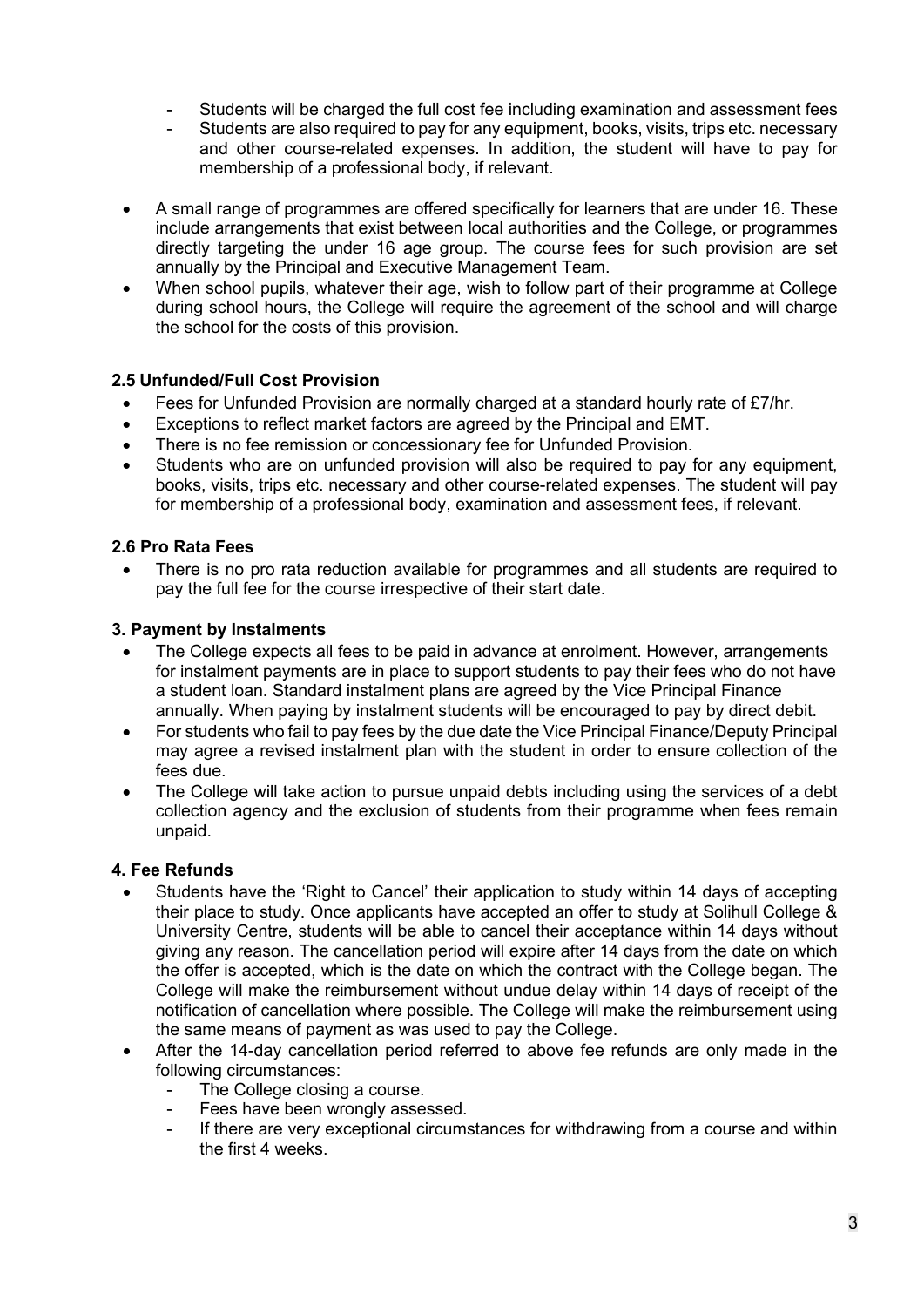- Students will be charged the full cost fee including examination and assessment fees
  - Students are also required to pay for any equipment, books, visits, trips etc. necessary and other course-related expenses. In addition, the student will have to pay for membership of a professional body, if relevant.

- A small range of programmes are offered specifically for learners that are under 16. These include arrangements that exist between local authorities and the College, or programmes directly targeting the under 16 age group. The course fees for such provision are set annually by the Principal and Executive Management Team.
- When school pupils, whatever their age, wish to follow part of their programme at College during school hours, the College will require the agreement of the school and will charge the school for the costs of this provision.

### 2.5 Unfunded/Full Cost Provision

- Fees for Unfunded Provision are normally charged at a standard hourly rate of £7/hr.
- Exceptions to reflect market factors are agreed by the Principal and EMT.
- There is no fee remission or concessionary fee for Unfunded Provision.
- Students who are on unfunded provision will also be required to pay for any equipment, books, visits, trips etc. necessary and other course-related expenses. The student will pay for membership of a professional body, examination and assessment fees, if relevant.

### 2.6 Pro Rata Fees

- There is no pro rata reduction available for programmes and all students are required to pay the full fee for the course irrespective of their start date.

## 3. Payment by Instalments

- The College expects all fees to be paid in advance at enrolment. However, arrangements for instalment payments are in place to support students to pay their fees who do not have a student loan. Standard instalment plans are agreed by the Vice Principal Finance annually. When paying by instalment students will be encouraged to pay by direct debit.
- For students who fail to pay fees by the due date the Vice Principal Finance/Deputy Principal may agree a revised instalment plan with the student in order to ensure collection of the fees due.
- The College will take action to pursue unpaid debts including using the services of a debt collection agency and the exclusion of students from their programme when fees remain unpaid.

## 4. Fee Refunds

- Students have the 'Right to Cancel' their application to study within 14 days of accepting their place to study. Once applicants have accepted an offer to study at Solihull College & University Centre, students will be able to cancel their acceptance within 14 days without giving any reason. The cancellation period will expire after 14 days from the date on which the offer is accepted, which is the date on which the contract with the College began. The College will make the reimbursement without undue delay within 14 days of receipt of the notification of cancellation where possible. The College will make the reimbursement using the same means of payment as was used to pay the College.
- After the 14-day cancellation period referred to above fee refunds are only made in the following circumstances:
  - The College closing a course.
  - Fees have been wrongly assessed.
  - If there are very exceptional circumstances for withdrawing from a course and within the first 4 weeks.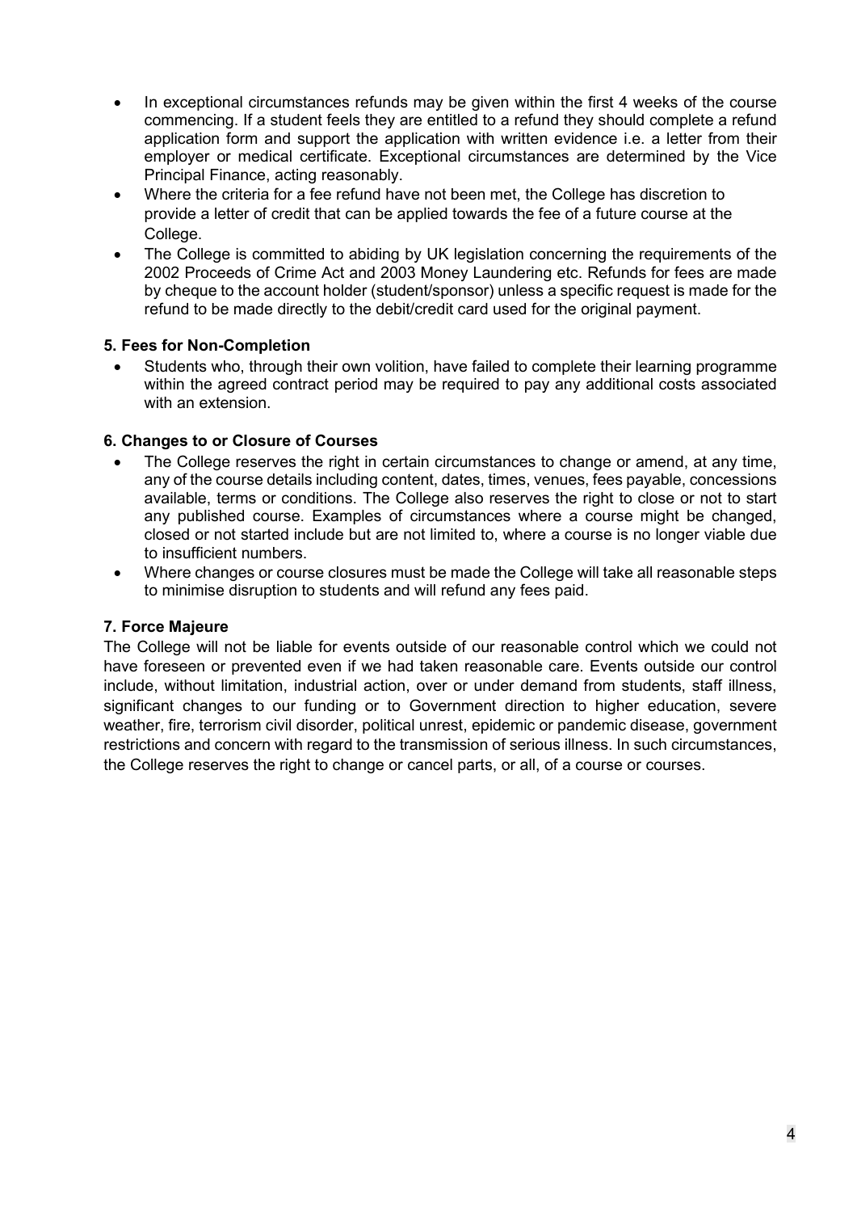- In exceptional circumstances refunds may be given within the first 4 weeks of the course commencing. If a student feels they are entitled to a refund they should complete a refund application form and support the application with written evidence i.e. a letter from their employer or medical certificate. Exceptional circumstances are determined by the Vice Principal Finance, acting reasonably.
- Where the criteria for a fee refund have not been met, the College has discretion to provide a letter of credit that can be applied towards the fee of a future course at the College.
- The College is committed to abiding by UK legislation concerning the requirements of the 2002 Proceeds of Crime Act and 2003 Money Laundering etc. Refunds for fees are made by cheque to the account holder (student/sponsor) unless a specific request is made for the refund to be made directly to the debit/credit card used for the original payment.

**5. Fees for Non-Completion**

- Students who, through their own volition, have failed to complete their learning programme within the agreed contract period may be required to pay any additional costs associated with an extension.

**6. Changes to or Closure of Courses**

- The College reserves the right in certain circumstances to change or amend, at any time, any of the course details including content, dates, times, venues, fees payable, concessions available, terms or conditions. The College also reserves the right to close or not to start any published course. Examples of circumstances where a course might be changed, closed or not started include but are not limited to, where a course is no longer viable due to insufficient numbers.
- Where changes or course closures must be made the College will take all reasonable steps to minimise disruption to students and will refund any fees paid.

**7. Force Majeure**

The College will not be liable for events outside of our reasonable control which we could not have foreseen or prevented even if we had taken reasonable care. Events outside our control include, without limitation, industrial action, over or under demand from students, staff illness, significant changes to our funding or to Government direction to higher education, severe weather, fire, terrorism civil disorder, political unrest, epidemic or pandemic disease, government restrictions and concern with regard to the transmission of serious illness. In such circumstances, the College reserves the right to change or cancel parts, or all, of a course or courses.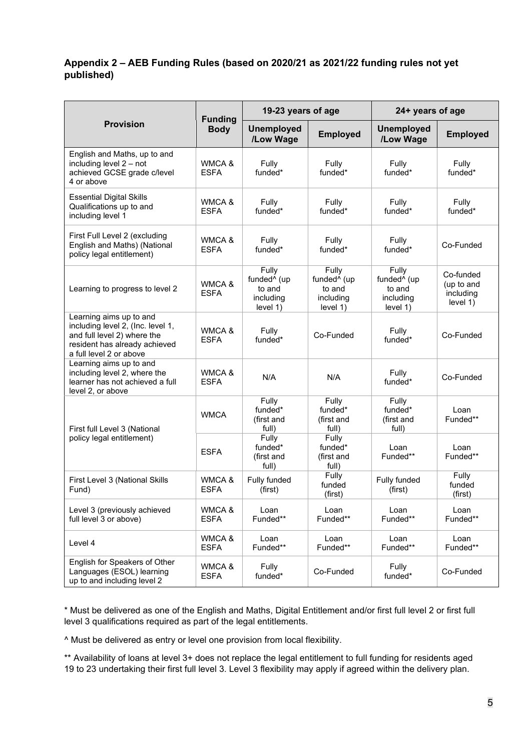### Appendix 2 – AEB Funding Rules (based on 2020/21 as 2021/22 funding rules not yet published)

| Provision | Funding Body | 19-23 years of age | | 24+ years of age | |
|---|---|---|---|---|---|
| | | Unemployed /Low Wage | Employed | Unemployed /Low Wage | Employed |
| English and Maths, up to and including level 2 – not achieved GCSE grade c/level 4 or above | WMCA & ESFA | Fully funded* | Fully funded* | Fully funded* | Fully funded* |
| Essential Digital Skills Qualifications up to and including level 1 | WMCA & ESFA | Fully funded* | Fully funded* | Fully funded* | Fully funded* |
| First Full Level 2 (excluding English and Maths) (National policy legal entitlement) | WMCA & ESFA | Fully funded* | Fully funded* | Fully funded* | Co-Funded |
| Learning to progress to level 2 | WMCA & ESFA | Fully funded^ (up to and including level 1) | Fully funded^ (up to and including level 1) | Fully funded^ (up to and including level 1) | Co-funded (up to and including level 1) |
| Learning aims up to and including level 2, (Inc. level 1, and full level 2) where the resident has already achieved a full level 2 or above | WMCA & ESFA | Fully funded* | Co-Funded | Fully funded* | Co-Funded |
| Learning aims up to and including level 2, where the learner has not achieved a full level 2, or above | WMCA & ESFA | N/A | N/A | Fully funded* | Co-Funded |
| First full Level 3 (National policy legal entitlement) | WMCA | Fully funded* (first and full) | Fully funded* (first and full) | Fully funded* (first and full) | Loan Funded** |
| | ESFA | Fully funded* (first and full) | Fully funded* (first and full) | Loan Funded** | Loan Funded** |
| First Level 3 (National Skills Fund) | WMCA & ESFA | Fully funded (first) | Fully funded (first) | Fully funded (first) | Fully funded (first) |
| Level 3 (previously achieved full level 3 or above) | WMCA & ESFA | Loan Funded** | Loan Funded** | Loan Funded** | Loan Funded** |
| Level 4 | WMCA & ESFA | Loan Funded** | Loan Funded** | Loan Funded** | Loan Funded** |
| English for Speakers of Other Languages (ESOL) learning up to and including level 2 | WMCA & ESFA | Fully funded* | Co-Funded | Fully funded* | Co-Funded |

* Must be delivered as one of the English and Maths, Digital Entitlement and/or first full level 2 or first full level 3 qualifications required as part of the legal entitlements.

^ Must be delivered as entry or level one provision from local flexibility.

** Availability of loans at level 3+ does not replace the legal entitlement to full funding for residents aged 19 to 23 undertaking their first full level 3. Level 3 flexibility may apply if agreed within the delivery plan.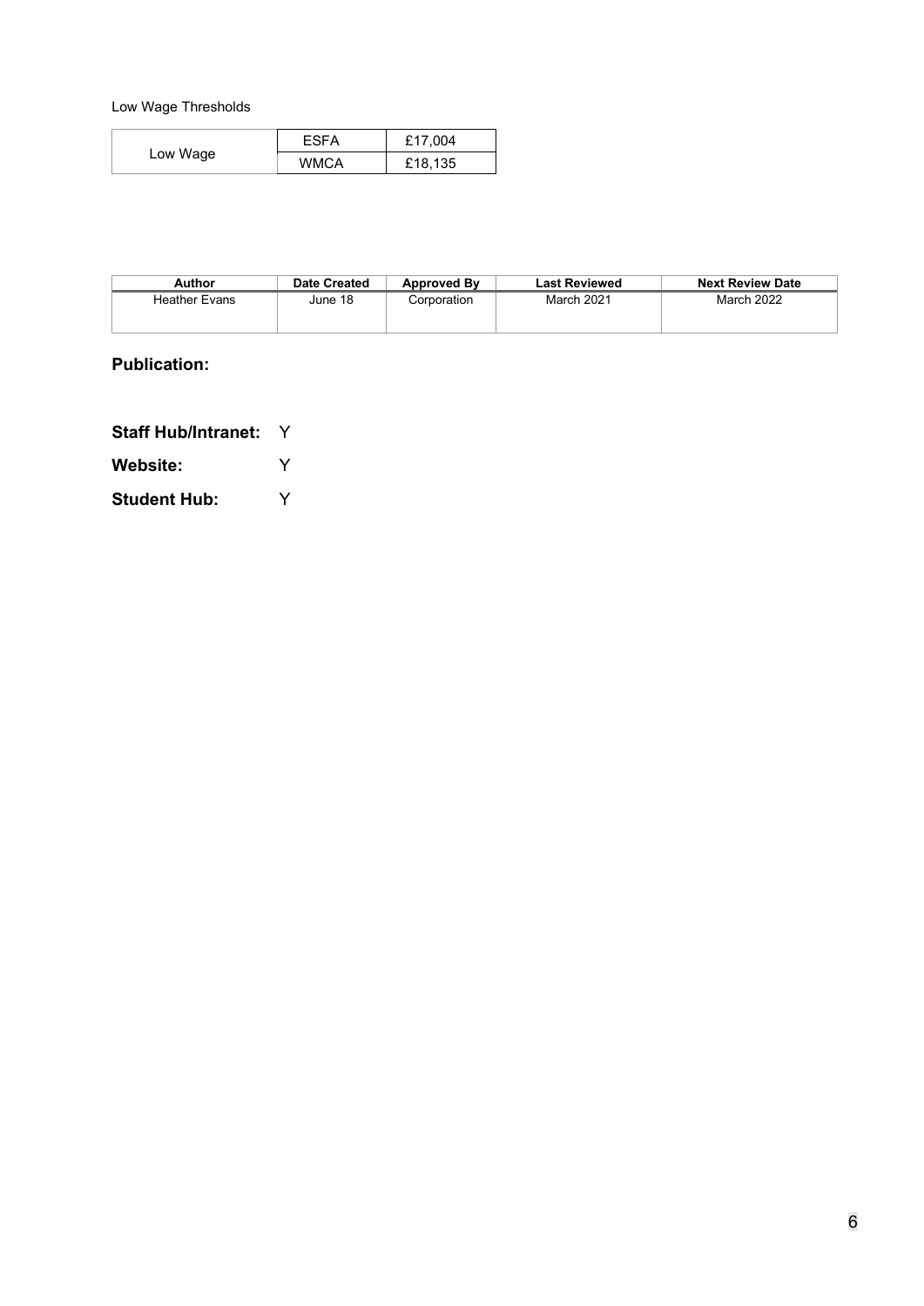Low Wage Thresholds

| | | |
|---|---|---|
| Low Wage | ESFA | £17,004 |
| | WMCA | £18,135 |

| Author | Date Created | Approved By | Last Reviewed | Next Review Date |
|---|---|---|---|---|
| Heather Evans | June 18 | Corporation | March 2021 | March 2022 |

**Publication:**

**Staff Hub/Intranet:** Y

**Website:** Y

**Student Hub:** Y